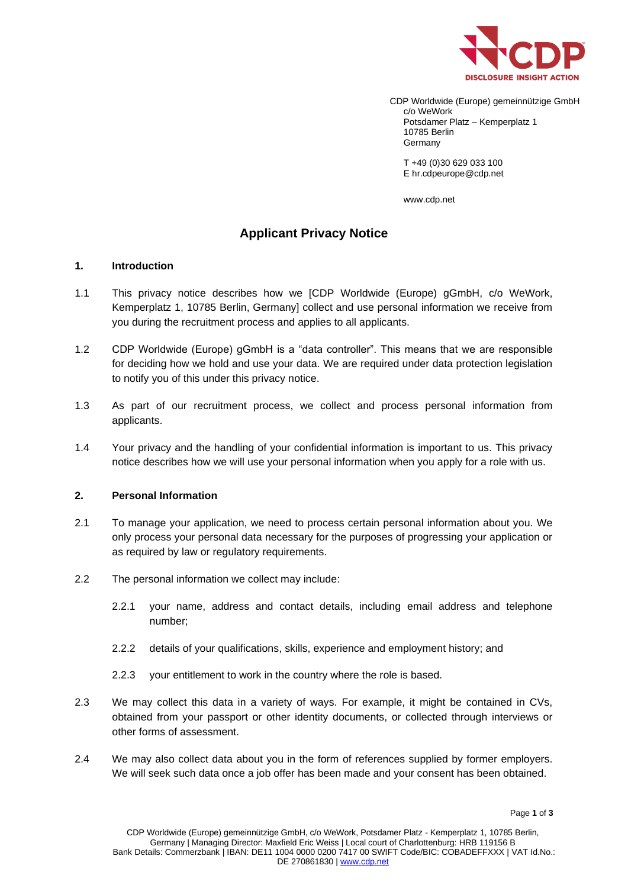CDP Worldwide (Europe) gemeinnützige GmbH
c/o WeWork
Potsdamer Platz – Kemperplatz 1
10785 Berlin
Germany

T +49 (0)30 629 033 100
E hr.cdpeurope@cdp.net

www.cdp.net

# Applicant Privacy Notice

## 1. Introduction

1.1 This privacy notice describes how we [CDP Worldwide (Europe) gGmbH, c/o WeWork, Kemperplatz 1, 10785 Berlin, Germany] collect and use personal information we receive from you during the recruitment process and applies to all applicants.

1.2 CDP Worldwide (Europe) gGmbH is a "data controller". This means that we are responsible for deciding how we hold and use your data. We are required under data protection legislation to notify you of this under this privacy notice.

1.3 As part of our recruitment process, we collect and process personal information from applicants.

1.4 Your privacy and the handling of your confidential information is important to us. This privacy notice describes how we will use your personal information when you apply for a role with us.

## 2. Personal Information

2.1 To manage your application, we need to process certain personal information about you. We only process your personal data necessary for the purposes of progressing your application or as required by law or regulatory requirements.

2.2 The personal information we collect may include:

2.2.1 your name, address and contact details, including email address and telephone number;

2.2.2 details of your qualifications, skills, experience and employment history; and

2.2.3 your entitlement to work in the country where the role is based.

2.3 We may collect this data in a variety of ways. For example, it might be contained in CVs, obtained from your passport or other identity documents, or collected through interviews or other forms of assessment.

2.4 We may also collect data about you in the form of references supplied by former employers. We will seek such data once a job offer has been made and your consent has been obtained.

CDP Worldwide (Europe) gemeinnützige GmbH, c/o WeWork, Potsdamer Platz - Kemperplatz 1, 10785 Berlin, Germany | Managing Director: Maxfield Eric Weiss | Local court of Charlottenburg: HRB 119156 B
Bank Details: Commerzbank | IBAN: DE11 1004 0000 0200 7417 00 SWIFT Code/BIC: COBADEFFXXX | VAT Id.No.: DE 270861830 | www.cdp.net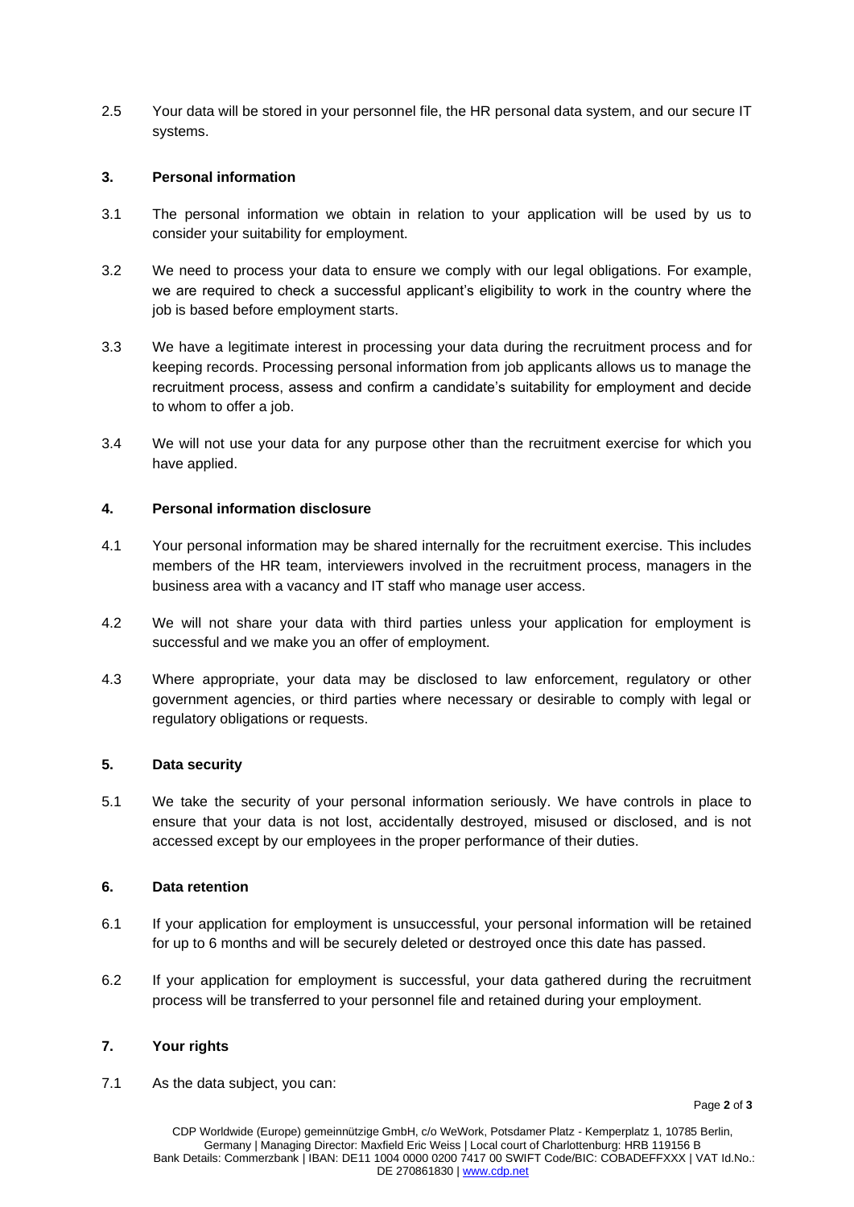2.5 Your data will be stored in your personnel file, the HR personal data system, and our secure IT systems.

## 3. Personal information

3.1 The personal information we obtain in relation to your application will be used by us to consider your suitability for employment.

3.2 We need to process your data to ensure we comply with our legal obligations. For example, we are required to check a successful applicant's eligibility to work in the country where the job is based before employment starts.

3.3 We have a legitimate interest in processing your data during the recruitment process and for keeping records. Processing personal information from job applicants allows us to manage the recruitment process, assess and confirm a candidate's suitability for employment and decide to whom to offer a job.

3.4 We will not use your data for any purpose other than the recruitment exercise for which you have applied.

## 4. Personal information disclosure

4.1 Your personal information may be shared internally for the recruitment exercise. This includes members of the HR team, interviewers involved in the recruitment process, managers in the business area with a vacancy and IT staff who manage user access.

4.2 We will not share your data with third parties unless your application for employment is successful and we make you an offer of employment.

4.3 Where appropriate, your data may be disclosed to law enforcement, regulatory or other government agencies, or third parties where necessary or desirable to comply with legal or regulatory obligations or requests.

## 5. Data security

5.1 We take the security of your personal information seriously. We have controls in place to ensure that your data is not lost, accidentally destroyed, misused or disclosed, and is not accessed except by our employees in the proper performance of their duties.

## 6. Data retention

6.1 If your application for employment is unsuccessful, your personal information will be retained for up to 6 months and will be securely deleted or destroyed once this date has passed.

6.2 If your application for employment is successful, your data gathered during the recruitment process will be transferred to your personnel file and retained during your employment.

## 7. Your rights

7.1 As the data subject, you can:

CDP Worldwide (Europe) gemeinnützige GmbH, c/o WeWork, Potsdamer Platz - Kemperplatz 1, 10785 Berlin, Germany | Managing Director: Maxfield Eric Weiss | Local court of Charlottenburg: HRB 119156 B
Bank Details: Commerzbank | IBAN: DE11 1004 0000 0200 7417 00 SWIFT Code/BIC: COBADEFFXXX | VAT Id.No.: DE 270861830 | www.cdp.net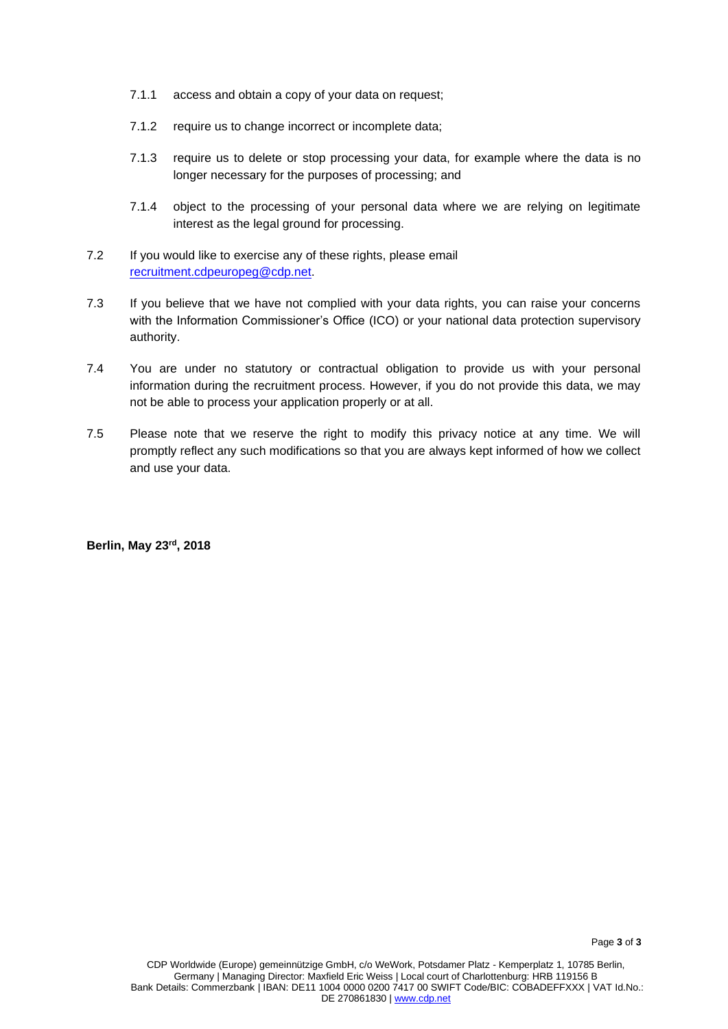7.1.1 access and obtain a copy of your data on request;

7.1.2 require us to change incorrect or incomplete data;

7.1.3 require us to delete or stop processing your data, for example where the data is no longer necessary for the purposes of processing; and

7.1.4 object to the processing of your personal data where we are relying on legitimate interest as the legal ground for processing.

7.2 If you would like to exercise any of these rights, please email recruitment.cdpeuropeg@cdp.net.

7.3 If you believe that we have not complied with your data rights, you can raise your concerns with the Information Commissioner's Office (ICO) or your national data protection supervisory authority.

7.4 You are under no statutory or contractual obligation to provide us with your personal information during the recruitment process. However, if you do not provide this data, we may not be able to process your application properly or at all.

7.5 Please note that we reserve the right to modify this privacy notice at any time. We will promptly reflect any such modifications so that you are always kept informed of how we collect and use your data.

**Berlin, May 23rd, 2018**